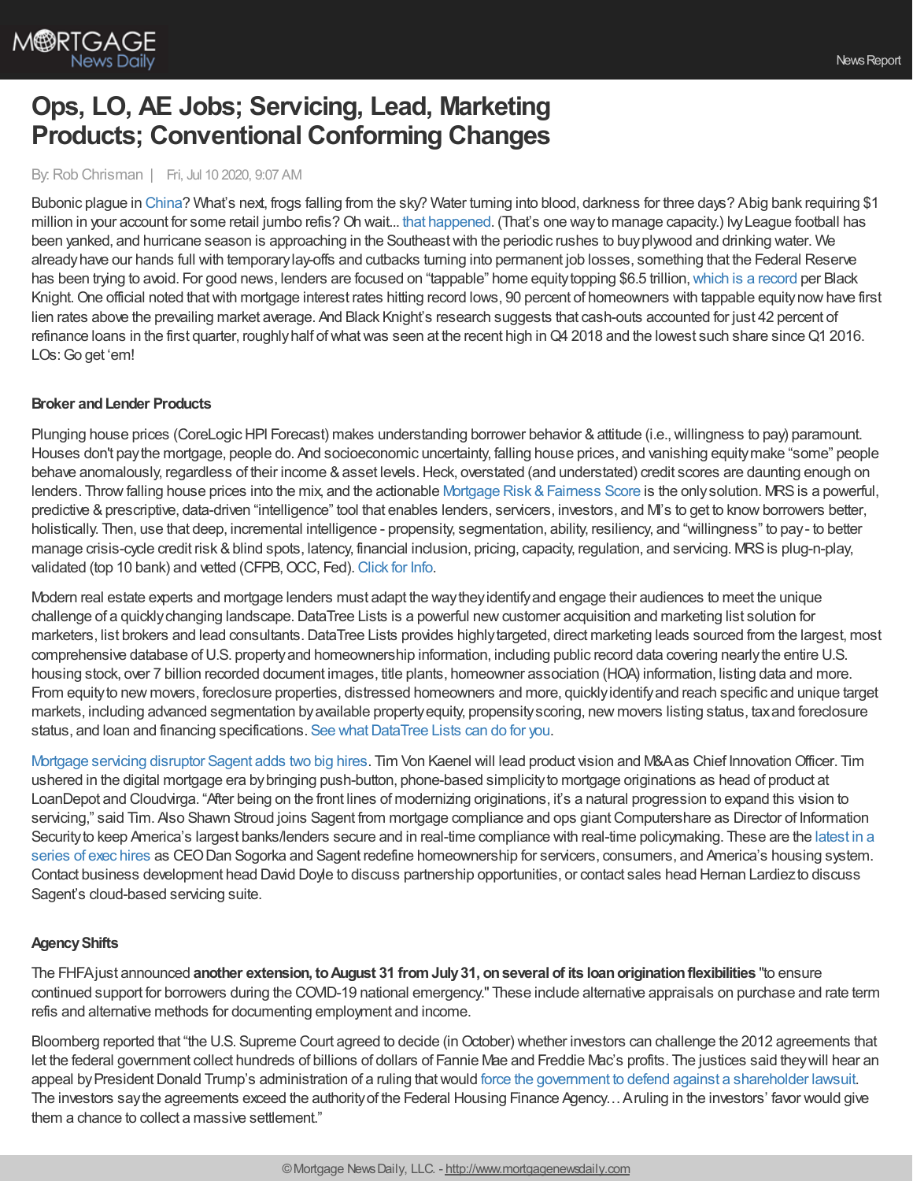# Ops, LO, AE Jobs; Servicing, Lead, Marketing Products; Conventional Conforming Changes

By: Rob Chrisman | Fri, Jul 10 2020, 9:07 AM

Bubonic plague in China? What's next, frogs falling from the sky? Water turning into blood, darkness for three days? A big bank requiring $1 million in your account for some retail jumbo refis? Oh wait... that happened. (That's one way to manage capacity.) Ivy League football has been yanked, and hurricane season is approaching in the Southeast with the periodic rushes to buy plywood and drinking water. We already have our hands full with temporary lay-offs and cutbacks turning into permanent job losses, something that the Federal Reserve has been trying to avoid. For good news, lenders are focused on "tappable" home equity topping $6.5 trillion, which is a record per Black Knight. One official noted that with mortgage interest rates hitting record lows, 90 percent of homeowners with tappable equity now have first lien rates above the prevailing market average. And Black Knight's research suggests that cash-outs accounted for just 42 percent of refinance loans in the first quarter, roughly half of what was seen at the recent high in Q4 2018 and the lowest such share since Q1 2016. LOs: Go get 'em!

### Broker and Lender Products

Plunging house prices (CoreLogic HPI Forecast) makes understanding borrower behavior & attitude (i.e., willingness to pay) paramount. Houses don't pay the mortgage, people do. And socioeconomic uncertainty, falling house prices, and vanishing equity make "some" people behave anomalously, regardless of their income & asset levels. Heck, overstated (and understated) credit scores are daunting enough on lenders. Throw falling house prices into the mix, and the actionable Mortgage Risk & Fairness Score is the only solution. MRS is a powerful, predictive & prescriptive, data-driven "intelligence" tool that enables lenders, servicers, investors, and MI's to get to know borrowers better, holistically. Then, use that deep, incremental intelligence - propensity, segmentation, ability, resiliency, and "willingness" to pay - to better manage crisis-cycle credit risk & blind spots, latency, financial inclusion, pricing, capacity, regulation, and servicing. MRS is plug-n-play, validated (top 10 bank) and vetted (CFPB, OCC, Fed). Click for Info.

Modern real estate experts and mortgage lenders must adapt the way they identify and engage their audiences to meet the unique challenge of a quickly changing landscape. DataTree Lists is a powerful new customer acquisition and marketing list solution for marketers, list brokers and lead consultants. DataTree Lists provides highly targeted, direct marketing leads sourced from the largest, most comprehensive database of U.S. property and homeownership information, including public record data covering nearly the entire U.S. housing stock, over 7 billion recorded document images, title plants, homeowner association (HOA) information, listing data and more. From equity to new movers, foreclosure properties, distressed homeowners and more, quickly identify and reach specific and unique target markets, including advanced segmentation by available property equity, propensity scoring, new movers listing status, tax and foreclosure status, and loan and financing specifications. See what DataTree Lists can do for you.

Mortgage servicing disruptor Sagent adds two big hires. Tim Von Kaenel will lead product vision and M&A as Chief Innovation Officer. Tim ushered in the digital mortgage era by bringing push-button, phone-based simplicity to mortgage originations as head of product at LoanDepot and Cloudvirga. "After being on the front lines of modernizing originations, it's a natural progression to expand this vision to servicing," said Tim. Also Shawn Stroud joins Sagent from mortgage compliance and ops giant Computershare as Director of Information Security to keep America's largest banks/lenders secure and in real-time compliance with real-time policymaking. These are the latest in a series of exec hires as CEO Dan Sogorka and Sagent redefine homeownership for servicers, consumers, and America's housing system. Contact business development head David Doyle to discuss partnership opportunities, or contact sales head Hernan Lardiez to discuss Sagent's cloud-based servicing suite.

### Agency Shifts

The FHFA just announced **another extension, to August 31 from July 31, on several of its loan origination flexibilities** "to ensure continued support for borrowers during the COVID-19 national emergency." These include alternative appraisals on purchase and rate term refis and alternative methods for documenting employment and income.

Bloomberg reported that "the U.S. Supreme Court agreed to decide (in October) whether investors can challenge the 2012 agreements that let the federal government collect hundreds of billions of dollars of Fannie Mae and Freddie Mac's profits. The justices said they will hear an appeal by President Donald Trump's administration of a ruling that would force the government to defend against a shareholder lawsuit. The investors say the agreements exceed the authority of the Federal Housing Finance Agency… A ruling in the investors' favor would give them a chance to collect a massive settlement."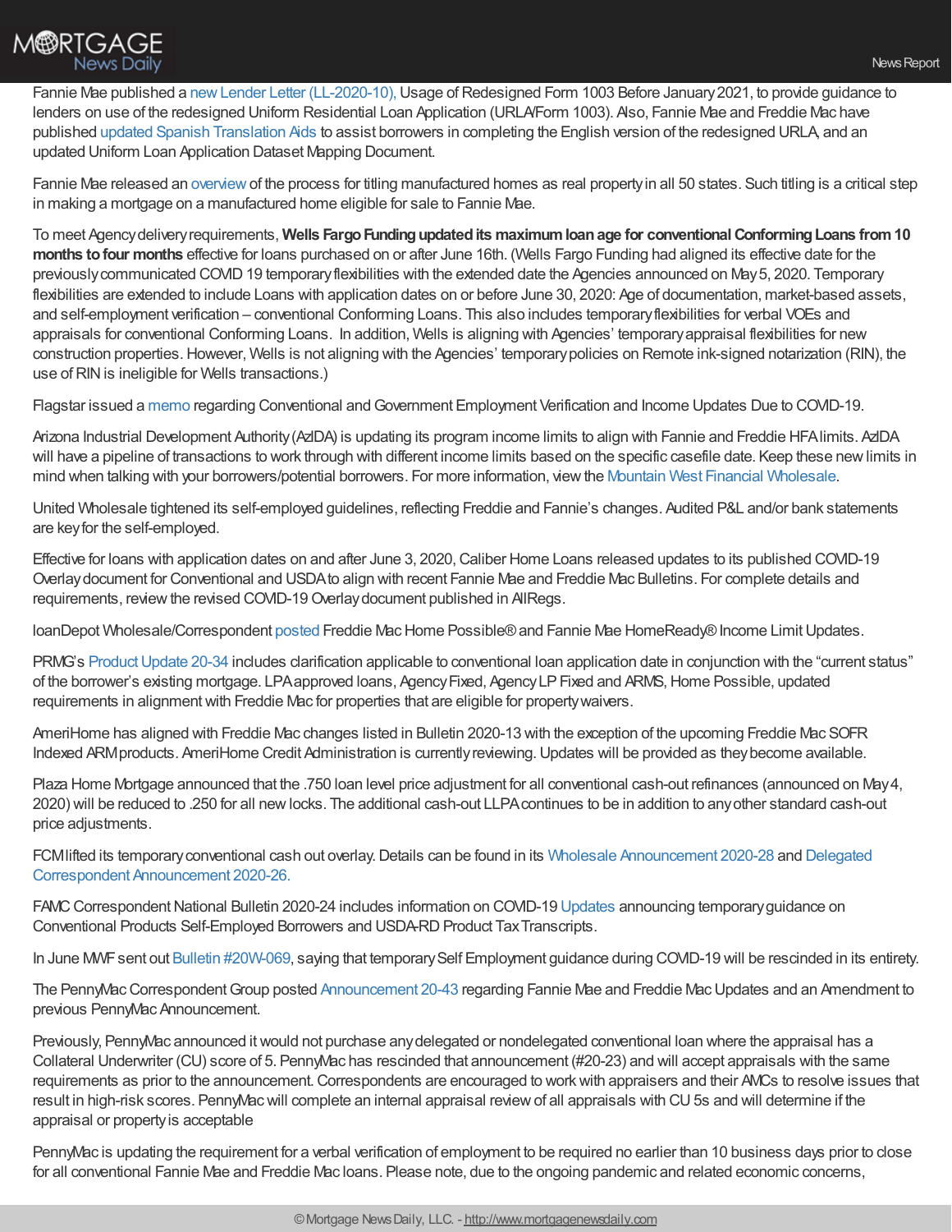Fannie Mae published a new Lender Letter (LL-2020-10), Usage of Redesigned Form 1003 Before January 2021, to provide guidance to lenders on use of the redesigned Uniform Residential Loan Application (URLA/Form 1003). Also, Fannie Mae and Freddie Mac have published updated Spanish Translation Aids to assist borrowers in completing the English version of the redesigned URLA, and an updated Uniform Loan Application Dataset Mapping Document.

Fannie Mae released an overview of the process for titling manufactured homes as real property in all 50 states. Such titling is a critical step in making a mortgage on a manufactured home eligible for sale to Fannie Mae.

To meet Agency delivery requirements, **Wells Fargo Funding updated its maximum loan age for conventional Conforming Loans from 10 months to four months** effective for loans purchased on or after June 16th. (Wells Fargo Funding had aligned its effective date for the previously communicated COVID 19 temporary flexibilities with the extended date the Agencies announced on May 5, 2020. Temporary flexibilities are extended to include Loans with application dates on or before June 30, 2020: Age of documentation, market-based assets, and self-employment verification – conventional Conforming Loans. This also includes temporary flexibilities for verbal VOEs and appraisals for conventional Conforming Loans. In addition, Wells is aligning with Agencies' temporary appraisal flexibilities for new construction properties. However, Wells is not aligning with the Agencies' temporary policies on Remote ink-signed notarization (RIN), the use of RIN is ineligible for Wells transactions.)

Flagstar issued a memo regarding Conventional and Government Employment Verification and Income Updates Due to COVID-19.

Arizona Industrial Development Authority (AzIDA) is updating its program income limits to align with Fannie and Freddie HFA limits. AzIDA will have a pipeline of transactions to work through with different income limits based on the specific casefile date. Keep these new limits in mind when talking with your borrowers/potential borrowers. For more information, view the Mountain West Financial Wholesale.

United Wholesale tightened its self-employed guidelines, reflecting Freddie and Fannie's changes. Audited P&L and/or bank statements are key for the self-employed.

Effective for loans with application dates on and after June 3, 2020, Caliber Home Loans released updates to its published COVID-19 Overlay document for Conventional and USDA to align with recent Fannie Mae and Freddie Mac Bulletins. For complete details and requirements, review the revised COVID-19 Overlay document published in AllRegs.

loanDepot Wholesale/Correspondent posted Freddie Mac Home Possible® and Fannie Mae HomeReady® Income Limit Updates.

PRMG's Product Update 20-34 includes clarification applicable to conventional loan application date in conjunction with the "current status" of the borrower's existing mortgage. LPA approved loans, Agency Fixed, Agency LP Fixed and ARMS, Home Possible, updated requirements in alignment with Freddie Mac for properties that are eligible for property waivers.

AmeriHome has aligned with Freddie Mac changes listed in Bulletin 2020-13 with the exception of the upcoming Freddie Mac SOFR Indexed ARM products. AmeriHome Credit Administration is currently reviewing. Updates will be provided as they become available.

Plaza Home Mortgage announced that the .750 loan level price adjustment for all conventional cash-out refinances (announced on May 4, 2020) will be reduced to .250 for all new locks. The additional cash-out LLPA continues to be in addition to any other standard cash-out price adjustments.

FCM lifted its temporary conventional cash out overlay. Details can be found in its Wholesale Announcement 2020-28 and Delegated Correspondent Announcement 2020-26.

FAMC Correspondent National Bulletin 2020-24 includes information on COVID-19 Updates announcing temporary guidance on Conventional Products Self-Employed Borrowers and USDA-RD Product Tax Transcripts.

In June MWF sent out Bulletin #20W-069, saying that temporary Self Employment guidance during COVID-19 will be rescinded in its entirety.

The PennyMac Correspondent Group posted Announcement 20-43 regarding Fannie Mae and Freddie Mac Updates and an Amendment to previous PennyMac Announcement.

Previously, PennyMac announced it would not purchase any delegated or nondelegated conventional loan where the appraisal has a Collateral Underwriter (CU) score of 5. PennyMac has rescinded that announcement (#20-23) and will accept appraisals with the same requirements as prior to the announcement. Correspondents are encouraged to work with appraisers and their AMCs to resolve issues that result in high-risk scores. PennyMac will complete an internal appraisal review of all appraisals with CU 5s and will determine if the appraisal or property is acceptable

PennyMac is updating the requirement for a verbal verification of employment to be required no earlier than 10 business days prior to close for all conventional Fannie Mae and Freddie Mac loans. Please note, due to the ongoing pandemic and related economic concerns,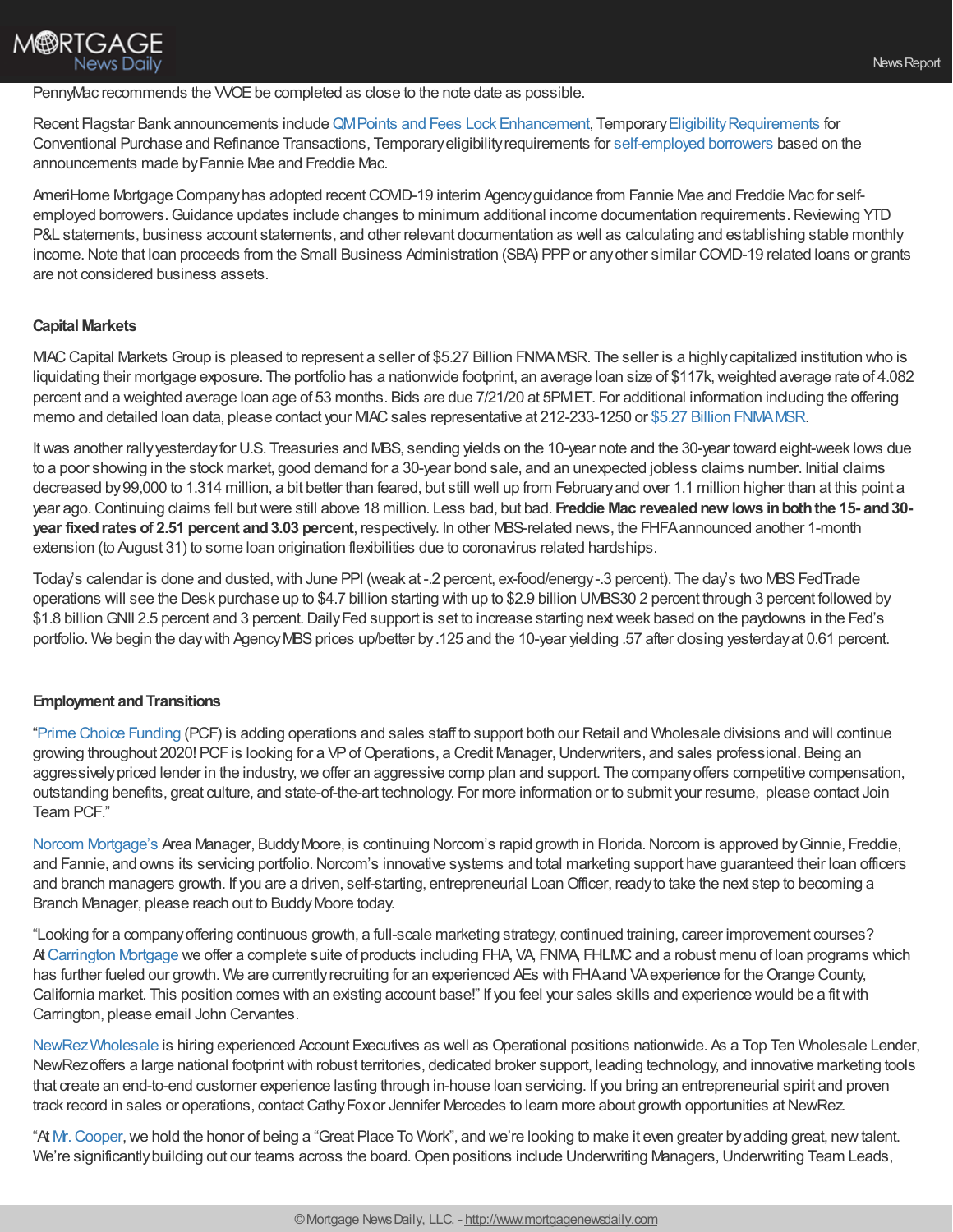PennyMac recommends the VOE be completed as close to the note date as possible.

Recent Flagstar Bank announcements include QM Points and Fees Lock Enhancement, Temporary Eligibility Requirements for Conventional Purchase and Refinance Transactions, Temporary eligibility requirements for self-employed borrowers based on the announcements made by Fannie Mae and Freddie Mac.

AmeriHome Mortgage Company has adopted recent COVID-19 interim Agency guidance from Fannie Mae and Freddie Mac for self-employed borrowers. Guidance updates include changes to minimum additional income documentation requirements. Reviewing YTD P&L statements, business account statements, and other relevant documentation as well as calculating and establishing stable monthly income. Note that loan proceeds from the Small Business Administration (SBA) PPP or any other similar COVID-19 related loans or grants are not considered business assets.

**Capital Markets**

MIAC Capital Markets Group is pleased to represent a seller of $5.27 Billion FNMA MSR. The seller is a highly capitalized institution who is liquidating their mortgage exposure. The portfolio has a nationwide footprint, an average loan size of $117k, weighted average rate of 4.082 percent and a weighted average loan age of 53 months. Bids are due 7/21/20 at 5PM ET. For additional information including the offering memo and detailed loan data, please contact your MIAC sales representative at 212-233-1250 or $5.27 Billion FNMA MSR.

It was another rally yesterday for U.S. Treasuries and MBS, sending yields on the 10-year note and the 30-year toward eight-week lows due to a poor showing in the stock market, good demand for a 30-year bond sale, and an unexpected jobless claims number. Initial claims decreased by 99,000 to 1.314 million, a bit better than feared, but still well up from February and over 1.1 million higher than at this point a year ago. Continuing claims fell but were still above 18 million. Less bad, but bad. **Freddie Mac revealed new lows in both the 15- and 30-year fixed rates of 2.51 percent and 3.03 percent**, respectively. In other MBS-related news, the FHFA announced another 1-month extension (to August 31) to some loan origination flexibilities due to coronavirus related hardships.

Today's calendar is done and dusted, with June PPI (weak at -.2 percent, ex-food/energy -.3 percent). The day's two MBS FedTrade operations will see the Desk purchase up to $4.7 billion starting with up to $2.9 billion UMBS30 2 percent through 3 percent followed by $1.8 billion GNII 2.5 percent and 3 percent. Daily Fed support is set to increase starting next week based on the paydowns in the Fed's portfolio. We begin the day with Agency MBS prices up/better by .125 and the 10-year yielding .57 after closing yesterday at 0.61 percent.

**Employment and Transitions**

"Prime Choice Funding (PCF) is adding operations and sales staff to support both our Retail and Wholesale divisions and will continue growing throughout 2020! PCF is looking for a VP of Operations, a Credit Manager, Underwriters, and sales professional. Being an aggressively priced lender in the industry, we offer an aggressive comp plan and support. The company offers competitive compensation, outstanding benefits, great culture, and state-of-the-art technology. For more information or to submit your resume, please contact Join Team PCF."

Norcom Mortgage's Area Manager, Buddy Moore, is continuing Norcom's rapid growth in Florida. Norcom is approved by Ginnie, Freddie, and Fannie, and owns its servicing portfolio. Norcom's innovative systems and total marketing support have guaranteed their loan officers and branch managers growth. If you are a driven, self-starting, entrepreneurial Loan Officer, ready to take the next step to becoming a Branch Manager, please reach out to Buddy Moore today.

"Looking for a company offering continuous growth, a full-scale marketing strategy, continued training, career improvement courses? At Carrington Mortgage we offer a complete suite of products including FHA, VA, FNMA, FHLMC and a robust menu of loan programs which has further fueled our growth. We are currently recruiting for an experienced AEs with FHA and VA experience for the Orange County, California market. This position comes with an existing account base!" If you feel your sales skills and experience would be a fit with Carrington, please email John Cervantes.

NewRez Wholesale is hiring experienced Account Executives as well as Operational positions nationwide. As a Top Ten Wholesale Lender, NewRez offers a large national footprint with robust territories, dedicated broker support, leading technology, and innovative marketing tools that create an end-to-end customer experience lasting through in-house loan servicing. If you bring an entrepreneurial spirit and proven track record in sales or operations, contact Cathy Fox or Jennifer Mercedes to learn more about growth opportunities at NewRez.

"At Mr. Cooper, we hold the honor of being a "Great Place To Work", and we're looking to make it even greater by adding great, new talent. We're significantly building out our teams across the board. Open positions include Underwriting Managers, Underwriting Team Leads,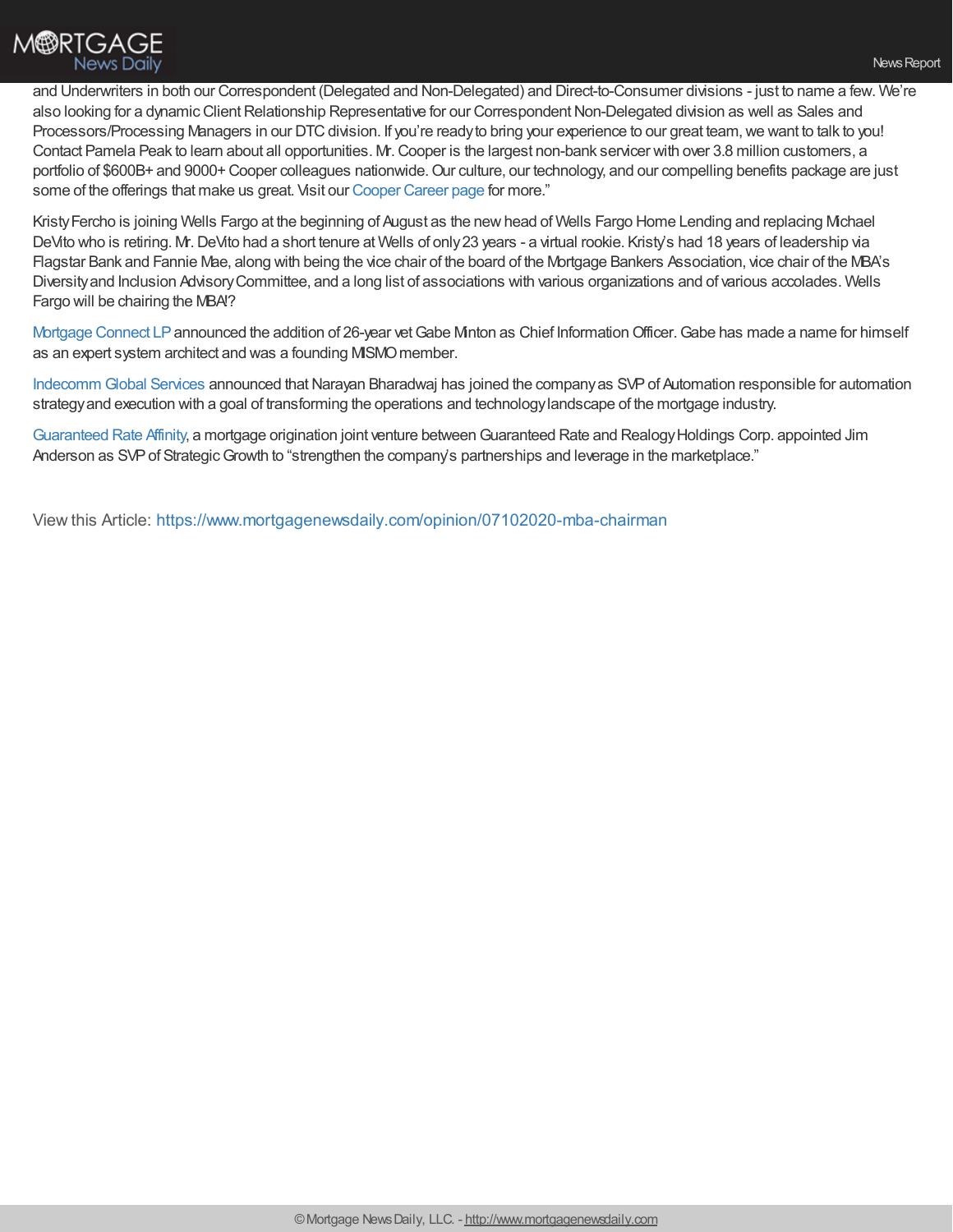and Underwriters in both our Correspondent (Delegated and Non-Delegated) and Direct-to-Consumer divisions - just to name a few. We're also looking for a dynamic Client Relationship Representative for our Correspondent Non-Delegated division as well as Sales and Processors/Processing Managers in our DTC division. If you're ready to bring your experience to our great team, we want to talk to you! Contact Pamela Peak to learn about all opportunities. Mr. Cooper is the largest non-bank servicer with over 3.8 million customers, a portfolio of $600B+ and 9000+ Cooper colleagues nationwide. Our culture, our technology, and our compelling benefits package are just some of the offerings that make us great. Visit our Cooper Career page for more."

Kristy Fercho is joining Wells Fargo at the beginning of August as the new head of Wells Fargo Home Lending and replacing Michael DeVito who is retiring. Mr. DeVito had a short tenure at Wells of only 23 years - a virtual rookie. Kristy's had 18 years of leadership via Flagstar Bank and Fannie Mae, along with being the vice chair of the board of the Mortgage Bankers Association, vice chair of the MBA's Diversity and Inclusion Advisory Committee, and a long list of associations with various organizations and of various accolades. Wells Fargo will be chairing the MBA!?

Mortgage Connect LP announced the addition of 26-year vet Gabe Minton as Chief Information Officer. Gabe has made a name for himself as an expert system architect and was a founding MISMO member.

Indecomm Global Services announced that Narayan Bharadwaj has joined the company as SVP of Automation responsible for automation strategy and execution with a goal of transforming the operations and technology landscape of the mortgage industry.

Guaranteed Rate Affinity, a mortgage origination joint venture between Guaranteed Rate and Realogy Holdings Corp. appointed Jim Anderson as SVP of Strategic Growth to "strengthen the company's partnerships and leverage in the marketplace."

View this Article: https://www.mortgagenewsdaily.com/opinion/07102020-mba-chairman